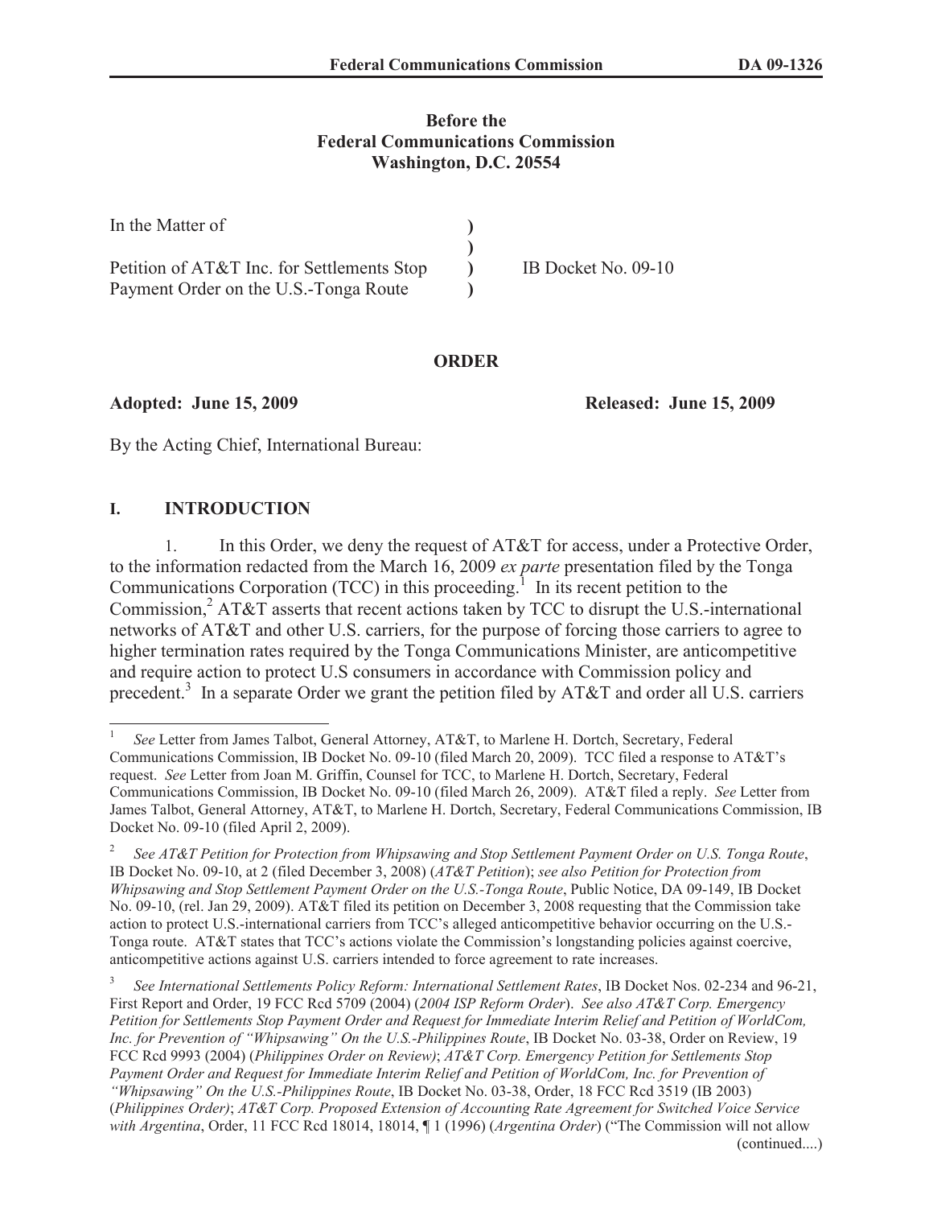**Before the**
**Federal Communications Commission**
**Washington, D.C. 20554**

| | | |
|---|---|---|
| In the Matter of | ) | |
| | ) | |
| Petition of AT&T Inc. for Settlements Stop Payment Order on the U.S.-Tonga Route | ) | IB Docket No. 09-10 |
| | ) | |

## ORDER

**Adopted: June 15, 2009** **Released: June 15, 2009**

By the Acting Chief, International Bureau:

## I. INTRODUCTION

1. In this Order, we deny the request of AT&T for access, under a Protective Order, to the information redacted from the March 16, 2009 *ex parte* presentation filed by the Tonga Communications Corporation (TCC) in this proceeding.[1] In its recent petition to the Commission,[2] AT&T asserts that recent actions taken by TCC to disrupt the U.S.-international networks of AT&T and other U.S. carriers, for the purpose of forcing those carriers to agree to higher termination rates required by the Tonga Communications Minister, are anticompetitive and require action to protect U.S consumers in accordance with Commission policy and precedent.[3] In a separate Order we grant the petition filed by AT&T and order all U.S. carriers

---

[1] *See* Letter from James Talbot, General Attorney, AT&T, to Marlene H. Dortch, Secretary, Federal Communications Commission, IB Docket No. 09-10 (filed March 20, 2009). TCC filed a response to AT&T's request. *See* Letter from Joan M. Griffin, Counsel for TCC, to Marlene H. Dortch, Secretary, Federal Communications Commission, IB Docket No. 09-10 (filed March 26, 2009). AT&T filed a reply. *See* Letter from James Talbot, General Attorney, AT&T, to Marlene H. Dortch, Secretary, Federal Communications Commission, IB Docket No. 09-10 (filed April 2, 2009).

[2] *See AT&T Petition for Protection from Whipsawing and Stop Settlement Payment Order on U.S. Tonga Route*, IB Docket No. 09-10, at 2 (filed December 3, 2008) (*AT&T Petition*); *see also Petition for Protection from Whipsawing and Stop Settlement Payment Order on the U.S.-Tonga Route*, Public Notice, DA 09-149, IB Docket No. 09-10, (rel. Jan 29, 2009). AT&T filed its petition on December 3, 2008 requesting that the Commission take action to protect U.S.-international carriers from TCC's alleged anticompetitive behavior occurring on the U.S.-Tonga route. AT&T states that TCC's actions violate the Commission's longstanding policies against coercive, anticompetitive actions against U.S. carriers intended to force agreement to rate increases.

[3] *See International Settlements Policy Reform: International Settlement Rates*, IB Docket Nos. 02-234 and 96-21, First Report and Order, 19 FCC Rcd 5709 (2004) (*2004 ISP Reform Order*). *See also AT&T Corp. Emergency Petition for Settlements Stop Payment Order and Request for Immediate Interim Relief and Petition of WorldCom, Inc. for Prevention of "Whipsawing" On the U.S.-Philippines Route*, IB Docket No. 03-38, Order on Review, 19 FCC Rcd 9993 (2004) (*Philippines Order on Review)*; *AT&T Corp. Emergency Petition for Settlements Stop Payment Order and Request for Immediate Interim Relief and Petition of WorldCom, Inc. for Prevention of "Whipsawing" On the U.S.-Philippines Route*, IB Docket No. 03-38, Order, 18 FCC Rcd 3519 (IB 2003) (*Philippines Order)*; *AT&T Corp. Proposed Extension of Accounting Rate Agreement for Switched Voice Service with Argentina*, Order, 11 FCC Rcd 18014, 18014, ¶ 1 (1996) (*Argentina Order*) ("The Commission will not allow

(continued....)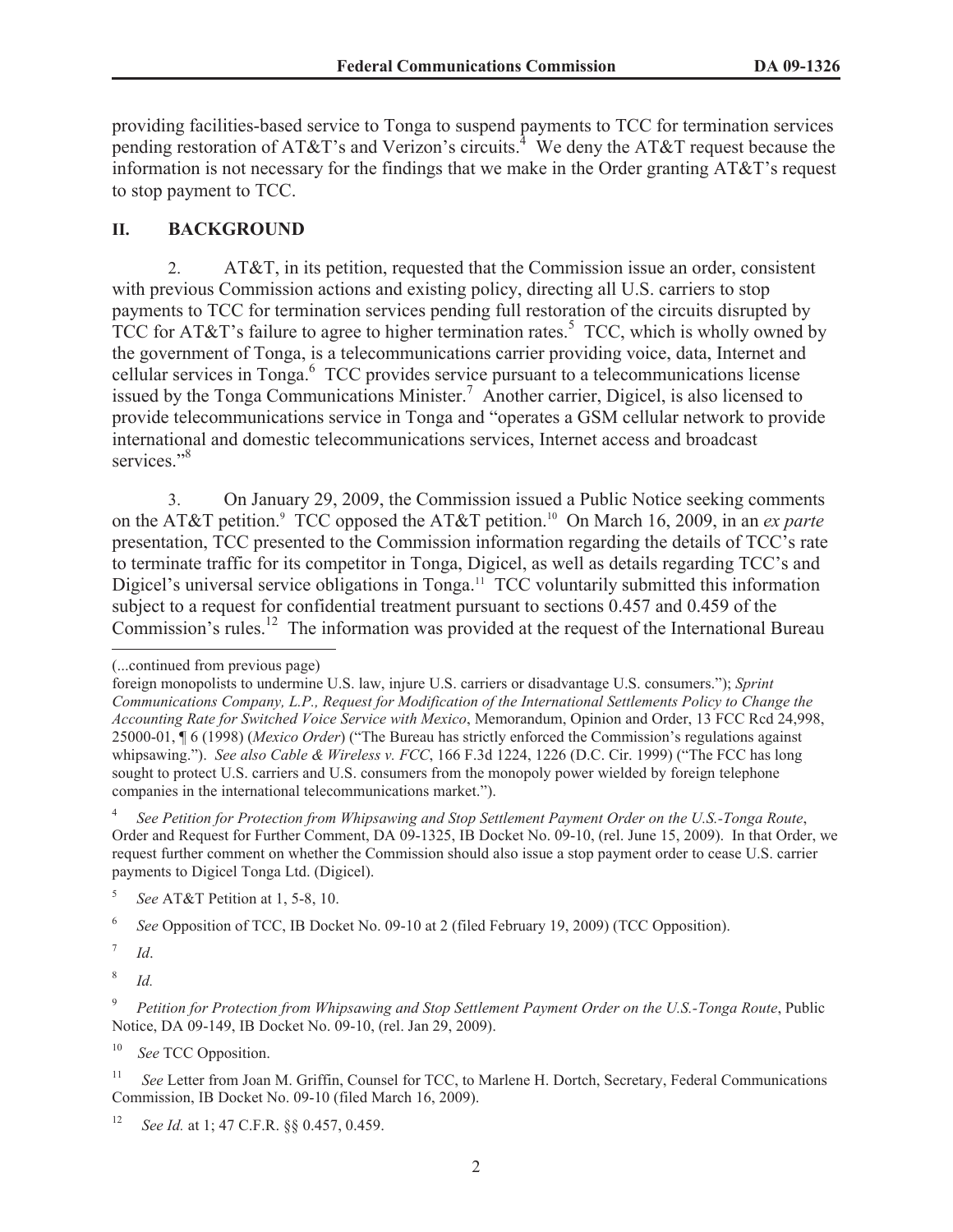providing facilities-based service to Tonga to suspend payments to TCC for termination services pending restoration of AT&T's and Verizon's circuits.[4] We deny the AT&T request because the information is not necessary for the findings that we make in the Order granting AT&T's request to stop payment to TCC.

## II. BACKGROUND

2. AT&T, in its petition, requested that the Commission issue an order, consistent with previous Commission actions and existing policy, directing all U.S. carriers to stop payments to TCC for termination services pending full restoration of the circuits disrupted by TCC for AT&T's failure to agree to higher termination rates.[5] TCC, which is wholly owned by the government of Tonga, is a telecommunications carrier providing voice, data, Internet and cellular services in Tonga.[6] TCC provides service pursuant to a telecommunications license issued by the Tonga Communications Minister.[7] Another carrier, Digicel, is also licensed to provide telecommunications service in Tonga and "operates a GSM cellular network to provide international and domestic telecommunications services, Internet access and broadcast services."[8]

3. On January 29, 2009, the Commission issued a Public Notice seeking comments on the AT&T petition.[9] TCC opposed the AT&T petition.[10] On March 16, 2009, in an *ex parte* presentation, TCC presented to the Commission information regarding the details of TCC's rate to terminate traffic for its competitor in Tonga, Digicel, as well as details regarding TCC's and Digicel's universal service obligations in Tonga.[11] TCC voluntarily submitted this information subject to a request for confidential treatment pursuant to sections 0.457 and 0.459 of the Commission's rules.[12] The information was provided at the request of the International Bureau

---

(...continued from previous page)

foreign monopolists to undermine U.S. law, injure U.S. carriers or disadvantage U.S. consumers."); *Sprint Communications Company, L.P., Request for Modification of the International Settlements Policy to Change the Accounting Rate for Switched Voice Service with Mexico*, Memorandum, Opinion and Order, 13 FCC Rcd 24,998, 25000-01, ¶ 6 (1998) (*Mexico Order*) ("The Bureau has strictly enforced the Commission's regulations against whipsawing."). *See also Cable & Wireless v. FCC*, 166 F.3d 1224, 1226 (D.C. Cir. 1999) ("The FCC has long sought to protect U.S. carriers and U.S. consumers from the monopoly power wielded by foreign telephone companies in the international telecommunications market.").

[4] *See Petition for Protection from Whipsawing and Stop Settlement Payment Order on the U.S.-Tonga Route*, Order and Request for Further Comment, DA 09-1325, IB Docket No. 09-10, (rel. June 15, 2009). In that Order, we request further comment on whether the Commission should also issue a stop payment order to cease U.S. carrier payments to Digicel Tonga Ltd. (Digicel).

[5] *See* AT&T Petition at 1, 5-8, 10.

[6] *See* Opposition of TCC, IB Docket No. 09-10 at 2 (filed February 19, 2009) (TCC Opposition).

[7] *Id*.

[8] *Id.*

[9] *Petition for Protection from Whipsawing and Stop Settlement Payment Order on the U.S.-Tonga Route*, Public Notice, DA 09-149, IB Docket No. 09-10, (rel. Jan 29, 2009).

[10] *See* TCC Opposition.

[11] *See* Letter from Joan M. Griffin, Counsel for TCC, to Marlene H. Dortch, Secretary, Federal Communications Commission, IB Docket No. 09-10 (filed March 16, 2009).

[12] *See Id.* at 1; 47 C.F.R. §§ 0.457, 0.459.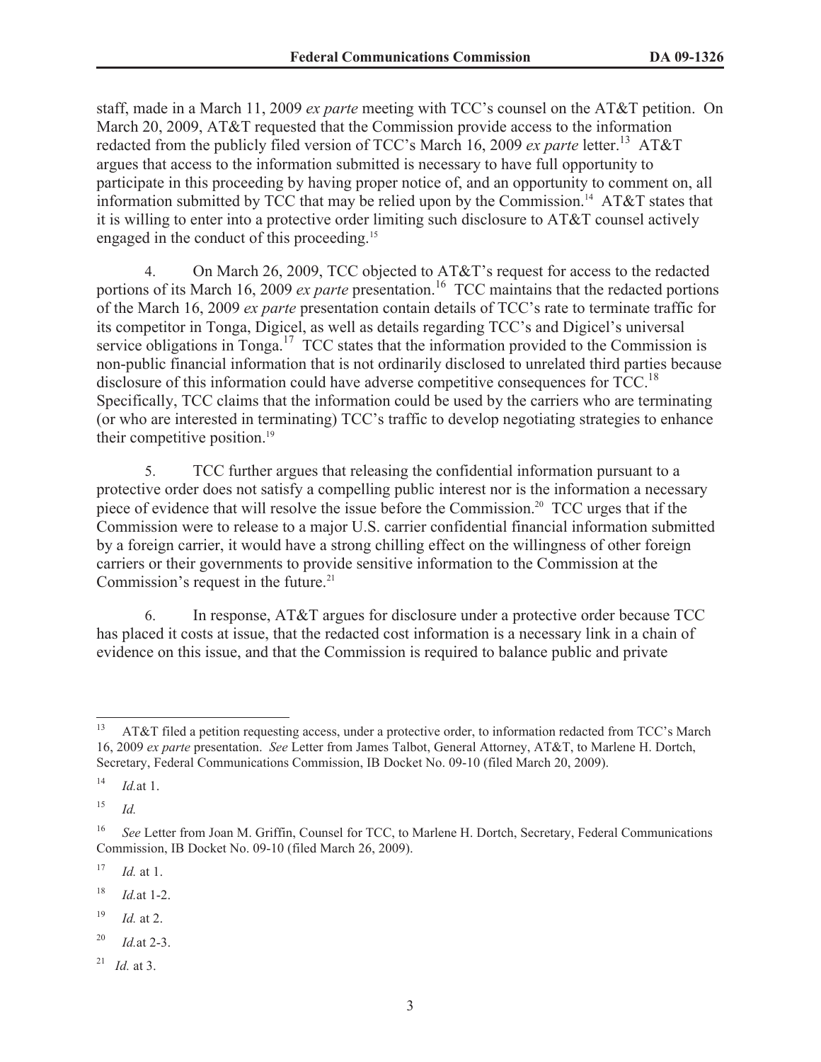staff, made in a March 11, 2009 *ex parte* meeting with TCC's counsel on the AT&T petition. On March 20, 2009, AT&T requested that the Commission provide access to the information redacted from the publicly filed version of TCC's March 16, 2009 *ex parte* letter.[13] AT&T argues that access to the information submitted is necessary to have full opportunity to participate in this proceeding by having proper notice of, and an opportunity to comment on, all information submitted by TCC that may be relied upon by the Commission.[14] AT&T states that it is willing to enter into a protective order limiting such disclosure to AT&T counsel actively engaged in the conduct of this proceeding.[15]

4. On March 26, 2009, TCC objected to AT&T's request for access to the redacted portions of its March 16, 2009 *ex parte* presentation.[16] TCC maintains that the redacted portions of the March 16, 2009 *ex parte* presentation contain details of TCC's rate to terminate traffic for its competitor in Tonga, Digicel, as well as details regarding TCC's and Digicel's universal service obligations in Tonga.[17] TCC states that the information provided to the Commission is non-public financial information that is not ordinarily disclosed to unrelated third parties because disclosure of this information could have adverse competitive consequences for TCC.[18] Specifically, TCC claims that the information could be used by the carriers who are terminating (or who are interested in terminating) TCC's traffic to develop negotiating strategies to enhance their competitive position.[19]

5. TCC further argues that releasing the confidential information pursuant to a protective order does not satisfy a compelling public interest nor is the information a necessary piece of evidence that will resolve the issue before the Commission.[20] TCC urges that if the Commission were to release to a major U.S. carrier confidential financial information submitted by a foreign carrier, it would have a strong chilling effect on the willingness of other foreign carriers or their governments to provide sensitive information to the Commission at the Commission's request in the future.[21]

6. In response, AT&T argues for disclosure under a protective order because TCC has placed it costs at issue, that the redacted cost information is a necessary link in a chain of evidence on this issue, and that the Commission is required to balance public and private

---

[13] AT&T filed a petition requesting access, under a protective order, to information redacted from TCC's March 16, 2009 *ex parte* presentation. *See* Letter from James Talbot, General Attorney, AT&T, to Marlene H. Dortch, Secretary, Federal Communications Commission, IB Docket No. 09-10 (filed March 20, 2009).

[14] *Id.* at 1.

[15] *Id.*

[16] *See* Letter from Joan M. Griffin, Counsel for TCC, to Marlene H. Dortch, Secretary, Federal Communications Commission, IB Docket No. 09-10 (filed March 26, 2009).

[17] *Id.* at 1.

[18] *Id.* at 1-2.

[19] *Id.* at 2.

[20] *Id.* at 2-3.

[21] *Id.* at 3.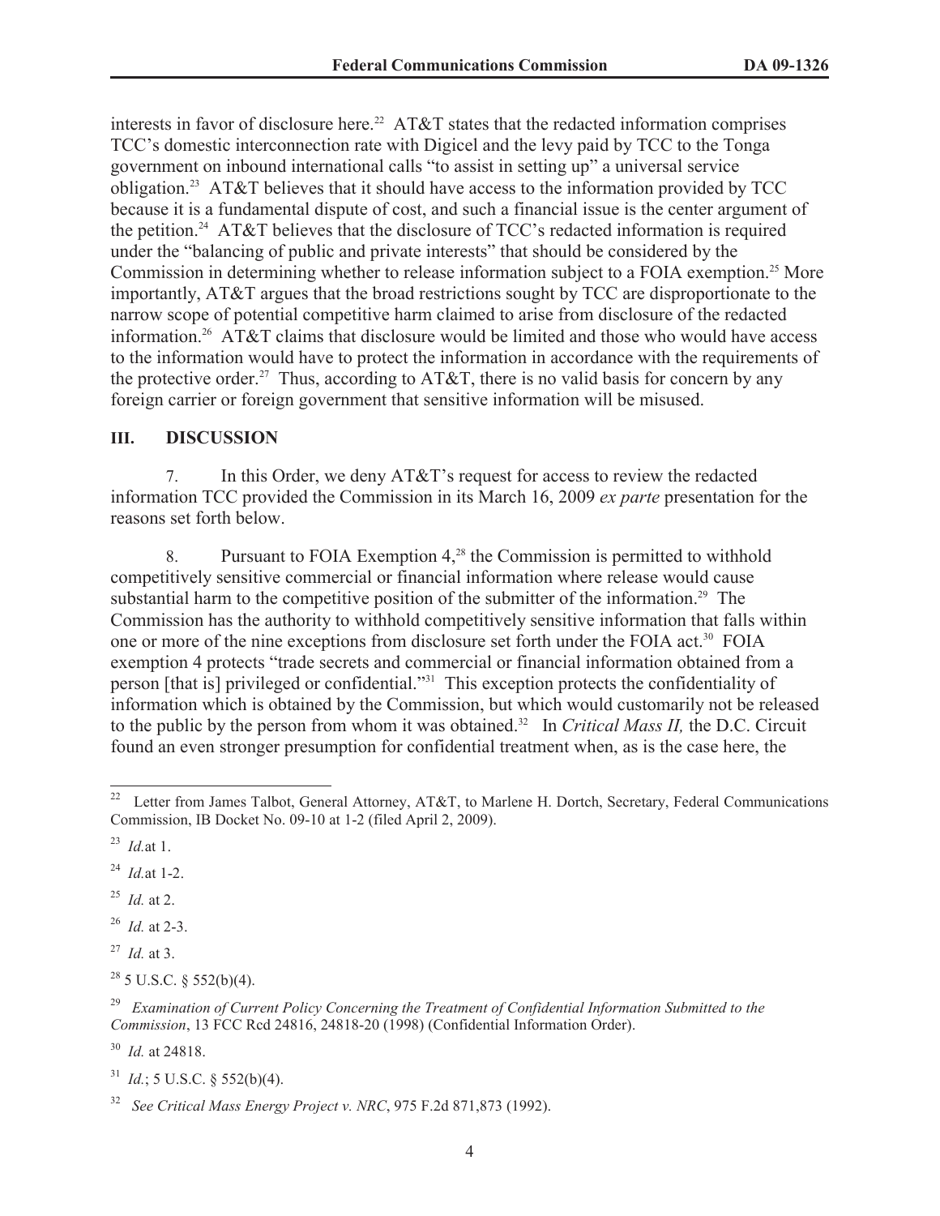interests in favor of disclosure here.[22] AT&T states that the redacted information comprises TCC's domestic interconnection rate with Digicel and the levy paid by TCC to the Tonga government on inbound international calls "to assist in setting up" a universal service obligation.[23] AT&T believes that it should have access to the information provided by TCC because it is a fundamental dispute of cost, and such a financial issue is the center argument of the petition.[24] AT&T believes that the disclosure of TCC's redacted information is required under the "balancing of public and private interests" that should be considered by the Commission in determining whether to release information subject to a FOIA exemption.[25] More importantly, AT&T argues that the broad restrictions sought by TCC are disproportionate to the narrow scope of potential competitive harm claimed to arise from disclosure of the redacted information.[26] AT&T claims that disclosure would be limited and those who would have access to the information would have to protect the information in accordance with the requirements of the protective order.[27] Thus, according to AT&T, there is no valid basis for concern by any foreign carrier or foreign government that sensitive information will be misused.

## III. DISCUSSION

7. In this Order, we deny AT&T's request for access to review the redacted information TCC provided the Commission in its March 16, 2009 *ex parte* presentation for the reasons set forth below.

8. Pursuant to FOIA Exemption 4,[28] the Commission is permitted to withhold competitively sensitive commercial or financial information where release would cause substantial harm to the competitive position of the submitter of the information.[29] The Commission has the authority to withhold competitively sensitive information that falls within one or more of the nine exceptions from disclosure set forth under the FOIA act.[30] FOIA exemption 4 protects "trade secrets and commercial or financial information obtained from a person [that is] privileged or confidential."[31] This exception protects the confidentiality of information which is obtained by the Commission, but which would customarily not be released to the public by the person from whom it was obtained.[32] In *Critical Mass II,* the D.C. Circuit found an even stronger presumption for confidential treatment when, as is the case here, the

---

[22] Letter from James Talbot, General Attorney, AT&T, to Marlene H. Dortch, Secretary, Federal Communications Commission, IB Docket No. 09-10 at 1-2 (filed April 2, 2009).

[23] *Id.*at 1.

[24] *Id.*at 1-2.

[25] *Id.* at 2.

[26] *Id.* at 2-3.

[27] *Id.* at 3.

[28] 5 U.S.C. § 552(b)(4).

[29] *Examination of Current Policy Concerning the Treatment of Confidential Information Submitted to the Commission*, 13 FCC Rcd 24816, 24818-20 (1998) (Confidential Information Order).

[30] *Id.* at 24818.

[31] *Id.*; 5 U.S.C. § 552(b)(4).

[32] *See Critical Mass Energy Project v. NRC*, 975 F.2d 871,873 (1992).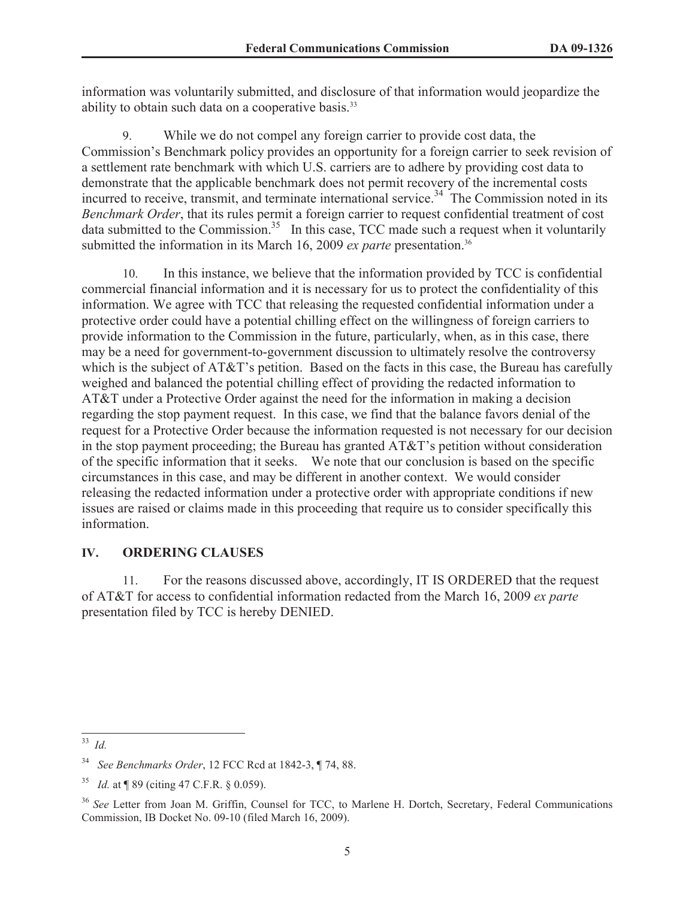information was voluntarily submitted, and disclosure of that information would jeopardize the ability to obtain such data on a cooperative basis.[33]

9. While we do not compel any foreign carrier to provide cost data, the Commission's Benchmark policy provides an opportunity for a foreign carrier to seek revision of a settlement rate benchmark with which U.S. carriers are to adhere by providing cost data to demonstrate that the applicable benchmark does not permit recovery of the incremental costs incurred to receive, transmit, and terminate international service.[34] The Commission noted in its *Benchmark Order*, that its rules permit a foreign carrier to request confidential treatment of cost data submitted to the Commission.[35] In this case, TCC made such a request when it voluntarily submitted the information in its March 16, 2009 *ex parte* presentation.[36]

10. In this instance, we believe that the information provided by TCC is confidential commercial financial information and it is necessary for us to protect the confidentiality of this information. We agree with TCC that releasing the requested confidential information under a protective order could have a potential chilling effect on the willingness of foreign carriers to provide information to the Commission in the future, particularly, when, as in this case, there may be a need for government-to-government discussion to ultimately resolve the controversy which is the subject of AT&T's petition. Based on the facts in this case, the Bureau has carefully weighed and balanced the potential chilling effect of providing the redacted information to AT&T under a Protective Order against the need for the information in making a decision regarding the stop payment request. In this case, we find that the balance favors denial of the request for a Protective Order because the information requested is not necessary for our decision in the stop payment proceeding; the Bureau has granted AT&T's petition without consideration of the specific information that it seeks. We note that our conclusion is based on the specific circumstances in this case, and may be different in another context. We would consider releasing the redacted information under a protective order with appropriate conditions if new issues are raised or claims made in this proceeding that require us to consider specifically this information.

## IV. ORDERING CLAUSES

11. For the reasons discussed above, accordingly, IT IS ORDERED that the request of AT&T for access to confidential information redacted from the March 16, 2009 *ex parte* presentation filed by TCC is hereby DENIED.

---

[33] *Id.*

[34] *See Benchmarks Order*, 12 FCC Rcd at 1842-3, ¶ 74, 88.

[35] *Id.* at ¶ 89 (citing 47 C.F.R. § 0.059).

[36] *See* Letter from Joan M. Griffin, Counsel for TCC, to Marlene H. Dortch, Secretary, Federal Communications Commission, IB Docket No. 09-10 (filed March 16, 2009).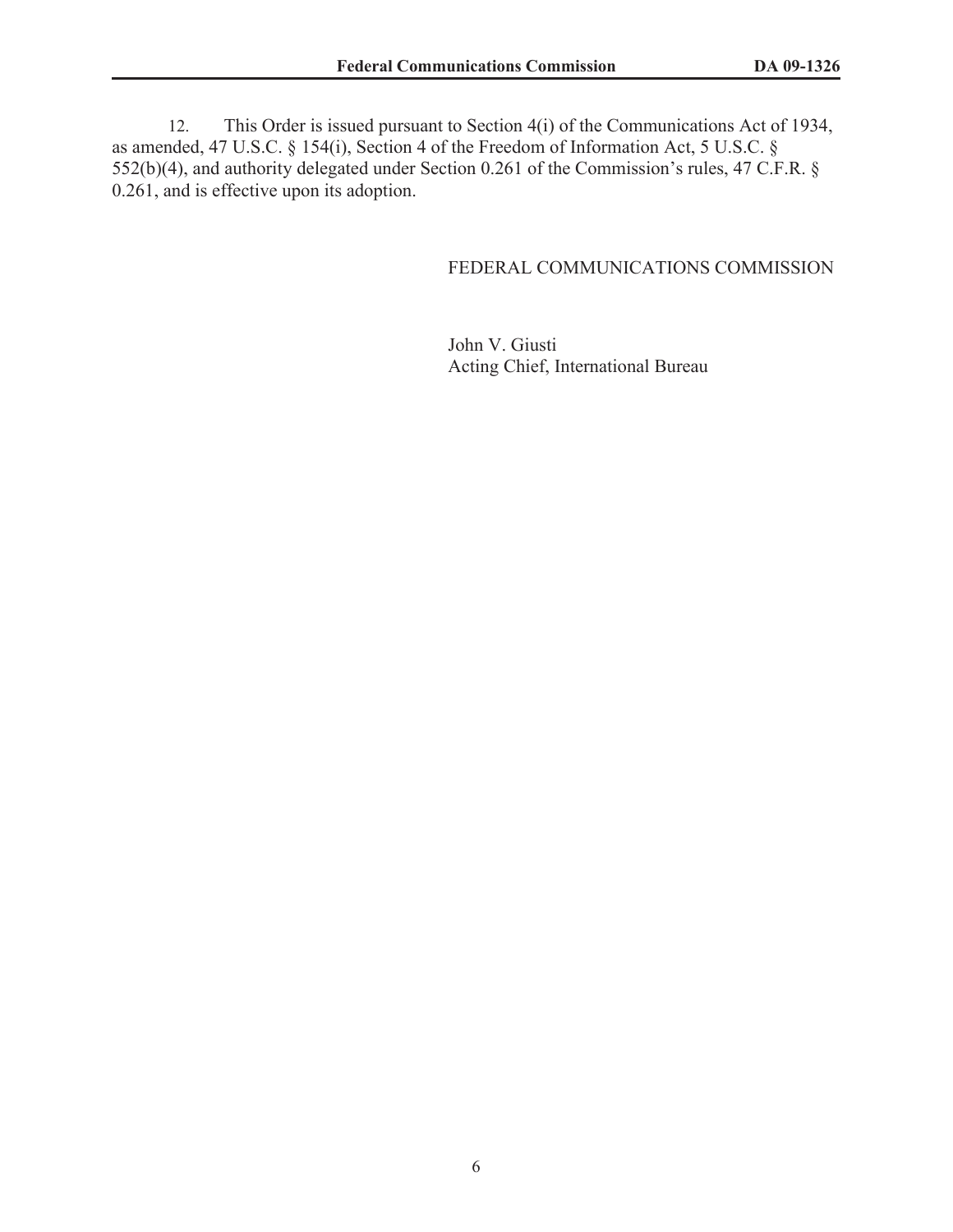12. This Order is issued pursuant to Section 4(i) of the Communications Act of 1934, as amended, 47 U.S.C. § 154(i), Section 4 of the Freedom of Information Act, 5 U.S.C. § 552(b)(4), and authority delegated under Section 0.261 of the Commission's rules, 47 C.F.R. § 0.261, and is effective upon its adoption.

FEDERAL COMMUNICATIONS COMMISSION

John V. Giusti
Acting Chief, International Bureau